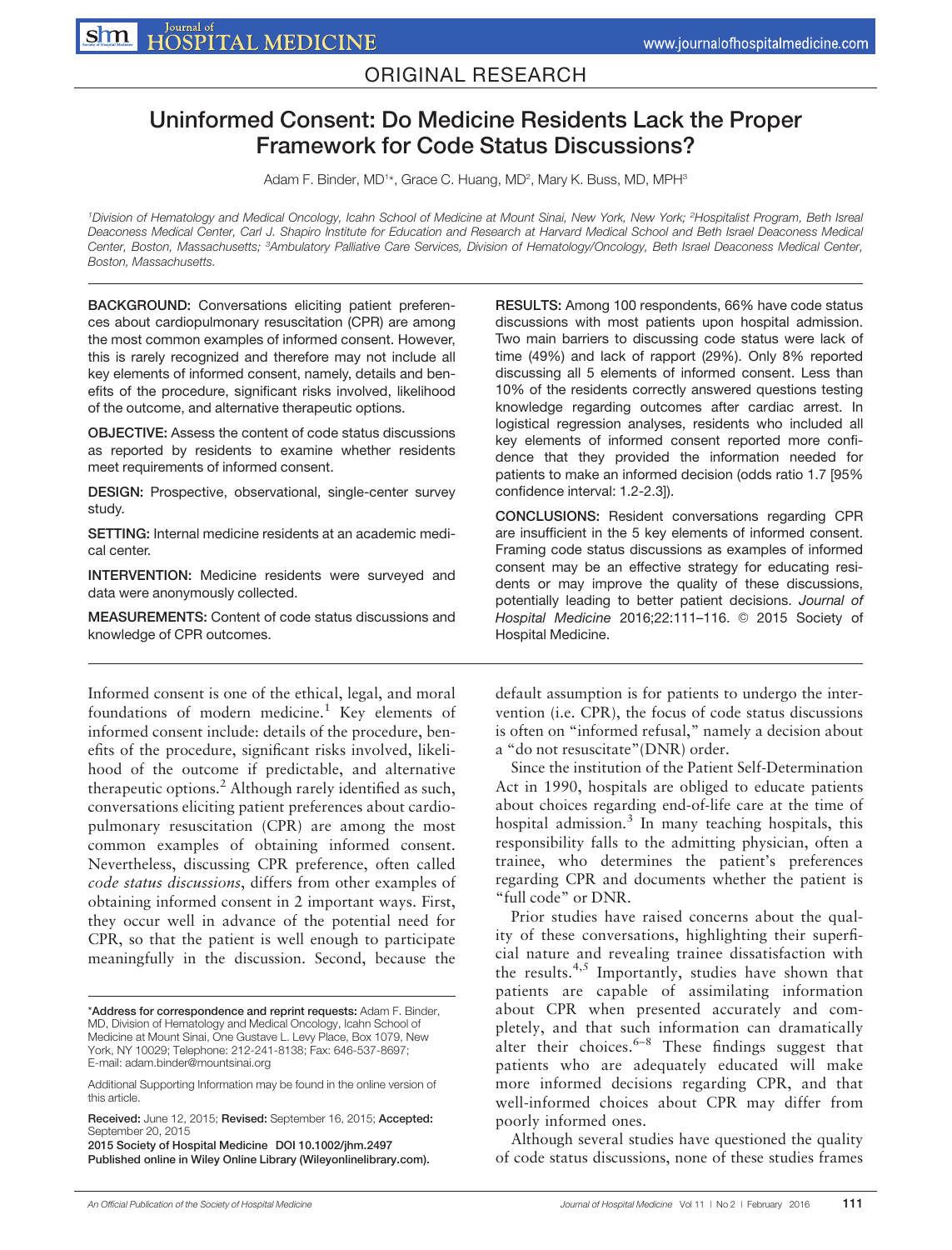ORIGINAL RESEARCH

# Uninformed Consent: Do Medicine Residents Lack the Proper Framework for Code Status Discussions?

Adam F. Binder, MD[1*], Grace C. Huang, MD[2], Mary K. Buss, MD, MPH[3]

[1]Division of Hematology and Medical Oncology, Icahn School of Medicine at Mount Sinai, New York, New York; [2]Hospitalist Program, Beth Isreal Deaconess Medical Center, Carl J. Shapiro Institute for Education and Research at Harvard Medical School and Beth Israel Deaconess Medical Center, Boston, Massachusetts; [3]Ambulatory Palliative Care Services, Division of Hematology/Oncology, Beth Israel Deaconess Medical Center, Boston, Massachusetts.

**BACKGROUND:** Conversations eliciting patient preferences about cardiopulmonary resuscitation (CPR) are among the most common examples of informed consent. However, this is rarely recognized and therefore may not include all key elements of informed consent, namely, details and benefits of the procedure, significant risks involved, likelihood of the outcome, and alternative therapeutic options.

**OBJECTIVE:** Assess the content of code status discussions as reported by residents to examine whether residents meet requirements of informed consent.

**DESIGN:** Prospective, observational, single-center survey study.

**SETTING:** Internal medicine residents at an academic medical center.

**INTERVENTION:** Medicine residents were surveyed and data were anonymously collected.

**MEASUREMENTS:** Content of code status discussions and knowledge of CPR outcomes.

**RESULTS:** Among 100 respondents, 66% have code status discussions with most patients upon hospital admission. Two main barriers to discussing code status were lack of time (49%) and lack of rapport (29%). Only 8% reported discussing all 5 elements of informed consent. Less than 10% of the residents correctly answered questions testing knowledge regarding outcomes after cardiac arrest. In logistical regression analyses, residents who included all key elements of informed consent reported more confidence that they provided the information needed for patients to make an informed decision (odds ratio 1.7 [95% confidence interval: 1.2-2.3]).

**CONCLUSIONS:** Resident conversations regarding CPR are insufficient in the 5 key elements of informed consent. Framing code status discussions as examples of informed consent may be an effective strategy for educating residents or may improve the quality of these discussions, potentially leading to better patient decisions. *Journal of Hospital Medicine* 2016;22:111–116. © 2015 Society of Hospital Medicine.

Informed consent is one of the ethical, legal, and moral foundations of modern medicine.[1] Key elements of informed consent include: details of the procedure, benefits of the procedure, significant risks involved, likelihood of the outcome if predictable, and alternative therapeutic options.[2] Although rarely identified as such, conversations eliciting patient preferences about cardiopulmonary resuscitation (CPR) are among the most common examples of obtaining informed consent. Nevertheless, discussing CPR preference, often called *code status discussions*, differs from other examples of obtaining informed consent in 2 important ways. First, they occur well in advance of the potential need for CPR, so that the patient is well enough to participate meaningfully in the discussion. Second, because the default assumption is for patients to undergo the intervention (i.e. CPR), the focus of code status discussions is often on "informed refusal," namely a decision about a "do not resuscitate"(DNR) order.

Since the institution of the Patient Self-Determination Act in 1990, hospitals are obliged to educate patients about choices regarding end-of-life care at the time of hospital admission.[3] In many teaching hospitals, this responsibility falls to the admitting physician, often a trainee, who determines the patient's preferences regarding CPR and documents whether the patient is "full code" or DNR.

Prior studies have raised concerns about the quality of these conversations, highlighting their superficial nature and revealing trainee dissatisfaction with the results.[4,5] Importantly, studies have shown that patients are capable of assimilating information about CPR when presented accurately and completely, and that such information can dramatically alter their choices.[6–8] These findings suggest that patients who are adequately educated will make more informed decisions regarding CPR, and that well-informed choices about CPR may differ from poorly informed ones.

Although several studies have questioned the quality of code status discussions, none of these studies frames

*Address for correspondence and reprint requests: Adam F. Binder, MD, Division of Hematology and Medical Oncology, Icahn School of Medicine at Mount Sinai, One Gustave L. Levy Place, Box 1079, New York, NY 10029; Telephone: 212-241-8138; Fax: 646-537-8697; E-mail: adam.binder@mountsinai.org

Additional Supporting Information may be found in the online version of this article.

Received: June 12, 2015; Revised: September 16, 2015; Accepted: September 20, 2015

2015 Society of Hospital Medicine DOI 10.1002/jhm.2497

Published online in Wiley Online Library (Wileyonlinelibrary.com).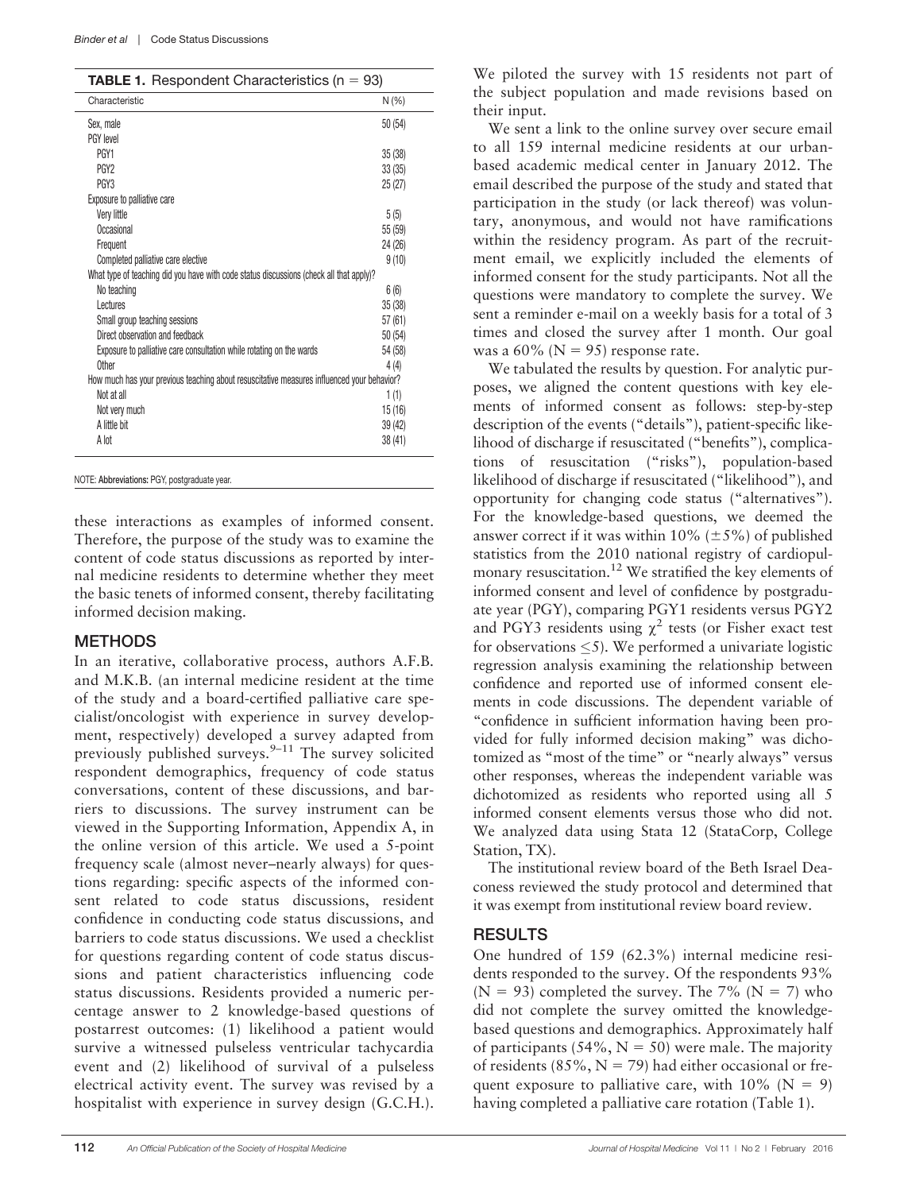**TABLE 1.** Respondent Characteristics (n = 93)

| Characteristic | N (%) |
|---|---|
| Sex, male | 50 (54) |
| PGY level | |
| PGY1 | 35 (38) |
| PGY2 | 33 (35) |
| PGY3 | 25 (27) |
| Exposure to palliative care | |
| Very little | 5 (5) |
| Occasional | 55 (59) |
| Frequent | 24 (26) |
| Completed palliative care elective | 9 (10) |
| What type of teaching did you have with code status discussions (check all that apply)? | |
| No teaching | 6 (6) |
| Lectures | 35 (38) |
| Small group teaching sessions | 57 (61) |
| Direct observation and feedback | 50 (54) |
| Exposure to palliative care consultation while rotating on the wards | 54 (58) |
| Other | 4 (4) |
| How much has your previous teaching about resuscitative measures influenced your behavior? | |
| Not at all | 1 (1) |
| Not very much | 15 (16) |
| A little bit | 39 (42) |
| A lot | 38 (41) |

NOTE: Abbreviations: PGY, postgraduate year.

these interactions as examples of informed consent. Therefore, the purpose of the study was to examine the content of code status discussions as reported by internal medicine residents to determine whether they meet the basic tenets of informed consent, thereby facilitating informed decision making.

## METHODS

In an iterative, collaborative process, authors A.F.B. and M.K.B. (an internal medicine resident at the time of the study and a board-certified palliative care specialist/oncologist with experience in survey development, respectively) developed a survey adapted from previously published surveys.[9–11] The survey solicited respondent demographics, frequency of code status conversations, content of these discussions, and barriers to discussions. The survey instrument can be viewed in the Supporting Information, Appendix A, in the online version of this article. We used a 5-point frequency scale (almost never–nearly always) for questions regarding: specific aspects of the informed consent related to code status discussions, resident confidence in conducting code status discussions, and barriers to code status discussions. We used a checklist for questions regarding content of code status discussions and patient characteristics influencing code status discussions. Residents provided a numeric percentage answer to 2 knowledge-based questions of postarrest outcomes: (1) likelihood a patient would survive a witnessed pulseless ventricular tachycardia event and (2) likelihood of survival of a pulseless electrical activity event. The survey was revised by a hospitalist with experience in survey design (G.C.H.).

We piloted the survey with 15 residents not part of the subject population and made revisions based on their input.

We sent a link to the online survey over secure email to all 159 internal medicine residents at our urban-based academic medical center in January 2012. The email described the purpose of the study and stated that participation in the study (or lack thereof) was voluntary, anonymous, and would not have ramifications within the residency program. As part of the recruitment email, we explicitly included the elements of informed consent for the study participants. Not all the questions were mandatory to complete the survey. We sent a reminder e-mail on a weekly basis for a total of 3 times and closed the survey after 1 month. Our goal was a 60% (N = 95) response rate.

We tabulated the results by question. For analytic purposes, we aligned the content questions with key elements of informed consent as follows: step-by-step description of the events ("details"), patient-specific likelihood of discharge if resuscitated ("benefits"), complications of resuscitation ("risks"), population-based likelihood of discharge if resuscitated ("likelihood"), and opportunity for changing code status ("alternatives"). For the knowledge-based questions, we deemed the answer correct if it was within 10% ($\pm$5%) of published statistics from the 2010 national registry of cardiopulmonary resuscitation.[12] We stratified the key elements of informed consent and level of confidence by postgraduate year (PGY), comparing PGY1 residents versus PGY2 and PGY3 residents using $\chi^2$ tests (or Fisher exact test for observations $\leq$5). We performed a univariate logistic regression analysis examining the relationship between confidence and reported use of informed consent elements in code discussions. The dependent variable of "confidence in sufficient information having been provided for fully informed decision making" was dichotomized as "most of the time" or "nearly always" versus other responses, whereas the independent variable was dichotomized as residents who reported using all 5 informed consent elements versus those who did not. We analyzed data using Stata 12 (StataCorp, College Station, TX).

The institutional review board of the Beth Israel Deaconess reviewed the study protocol and determined that it was exempt from institutional review board review.

## RESULTS

One hundred of 159 (62.3%) internal medicine residents responded to the survey. Of the respondents 93% (N = 93) completed the survey. The 7% (N = 7) who did not complete the survey omitted the knowledge-based questions and demographics. Approximately half of participants (54%, N = 50) were male. The majority of residents (85%, N = 79) had either occasional or frequent exposure to palliative care, with 10% (N = 9) having completed a palliative care rotation (Table 1).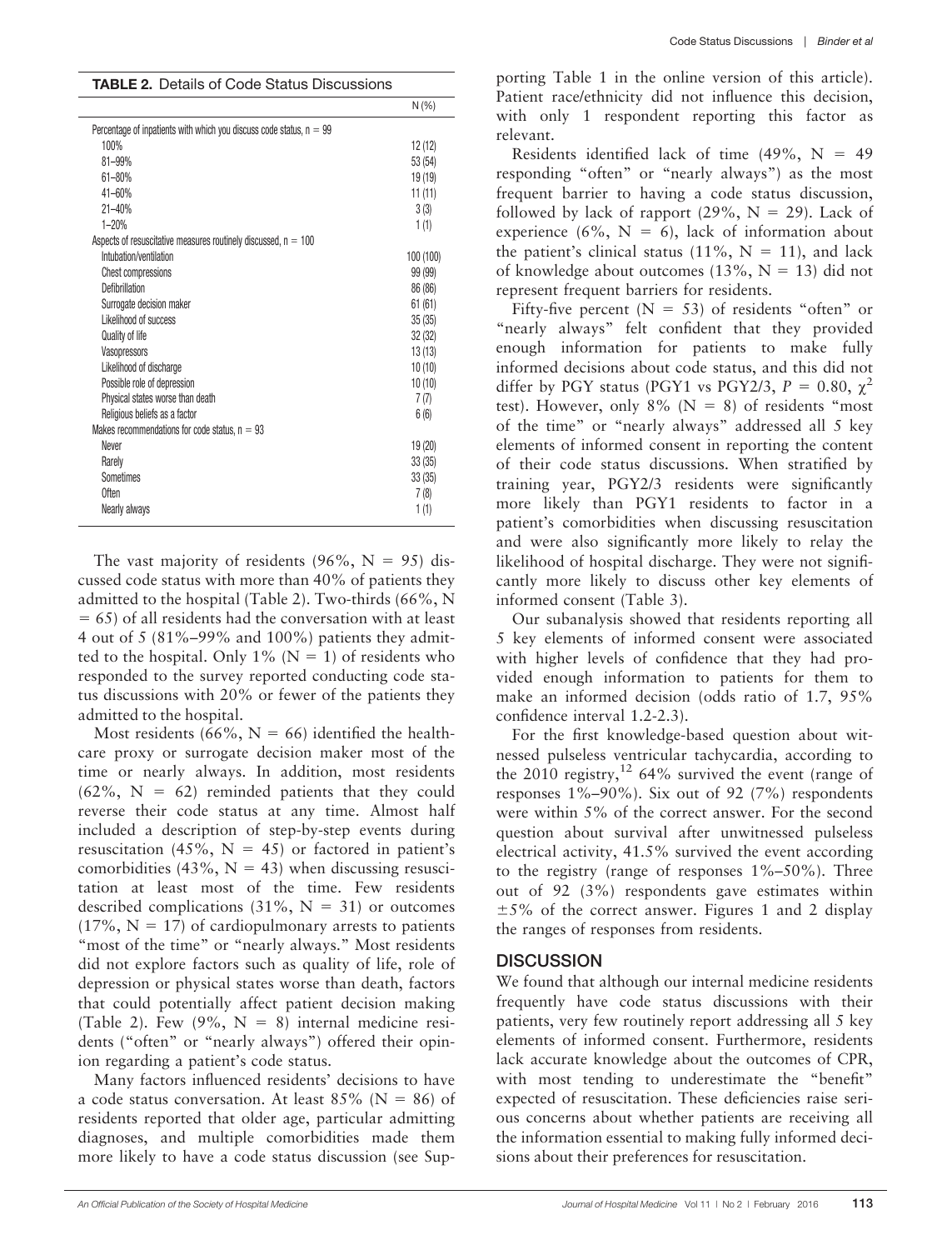**TABLE 2.** Details of Code Status Discussions

| | N (%) |
|---|---|
| Percentage of inpatients with which you discuss code status, n = 99 | |
| 100% | 12 (12) |
| 81–99% | 53 (54) |
| 61–80% | 19 (19) |
| 41–60% | 11 (11) |
| 21–40% | 3 (3) |
| 1–20% | 1 (1) |
| Aspects of resuscitative measures routinely discussed, n = 100 | |
| Intubation/ventilation | 100 (100) |
| Chest compressions | 99 (99) |
| Defibrillation | 86 (86) |
| Surrogate decision maker | 61 (61) |
| Likelihood of success | 35 (35) |
| Quality of life | 32 (32) |
| Vasopressors | 13 (13) |
| Likelihood of discharge | 10 (10) |
| Possible role of depression | 10 (10) |
| Physical states worse than death | 7 (7) |
| Religious beliefs as a factor | 6 (6) |
| Makes recommendations for code status, n = 93 | |
| Never | 19 (20) |
| Rarely | 33 (35) |
| Sometimes | 33 (35) |
| Often | 7 (8) |
| Nearly always | 1 (1) |

The vast majority of residents (96%, N = 95) discussed code status with more than 40% of patients they admitted to the hospital (Table 2). Two-thirds (66%, N = 65) of all residents had the conversation with at least 4 out of 5 (81%–99% and 100%) patients they admitted to the hospital. Only 1% (N = 1) of residents who responded to the survey reported conducting code status discussions with 20% or fewer of the patients they admitted to the hospital.

Most residents (66%, N = 66) identified the healthcare proxy or surrogate decision maker most of the time or nearly always. In addition, most residents (62%, N = 62) reminded patients that they could reverse their code status at any time. Almost half included a description of step-by-step events during resuscitation (45%, N = 45) or factored in patient's comorbidities (43%, N = 43) when discussing resuscitation at least most of the time. Few residents described complications (31%, N = 31) or outcomes (17%, N = 17) of cardiopulmonary arrests to patients "most of the time" or "nearly always." Most residents did not explore factors such as quality of life, role of depression or physical states worse than death, factors that could potentially affect patient decision making (Table 2). Few (9%, N = 8) internal medicine residents ("often" or "nearly always") offered their opinion regarding a patient's code status.

Many factors influenced residents' decisions to have a code status conversation. At least 85% (N = 86) of residents reported that older age, particular admitting diagnoses, and multiple comorbidities made them more likely to have a code status discussion (see Supporting Table 1 in the online version of this article). Patient race/ethnicity did not influence this decision, with only 1 respondent reporting this factor as relevant.

Residents identified lack of time (49%, N = 49 responding "often" or "nearly always") as the most frequent barrier to having a code status discussion, followed by lack of rapport (29%, N = 29). Lack of experience (6%, N = 6), lack of information about the patient's clinical status (11%, N = 11), and lack of knowledge about outcomes (13%, N = 13) did not represent frequent barriers for residents.

Fifty-five percent (N = 53) of residents "often" or "nearly always" felt confident that they provided enough information for patients to make fully informed decisions about code status, and this did not differ by PGY status (PGY1 vs PGY2/3, $P = 0.80$, $\chi^2$ test). However, only 8% (N = 8) of residents "most of the time" or "nearly always" addressed all 5 key elements of informed consent in reporting the content of their code status discussions. When stratified by training year, PGY2/3 residents were significantly more likely than PGY1 residents to factor in a patient's comorbidities when discussing resuscitation and were also significantly more likely to relay the likelihood of hospital discharge. They were not significantly more likely to discuss other key elements of informed consent (Table 3).

Our subanalysis showed that residents reporting all 5 key elements of informed consent were associated with higher levels of confidence that they had provided enough information to patients for them to make an informed decision (odds ratio of 1.7, 95% confidence interval 1.2-2.3).

For the first knowledge-based question about witnessed pulseless ventricular tachycardia, according to the 2010 registry,[12] 64% survived the event (range of responses 1%–90%). Six out of 92 (7%) respondents were within 5% of the correct answer. For the second question about survival after unwitnessed pulseless electrical activity, 41.5% survived the event according to the registry (range of responses 1%–50%). Three out of 92 (3%) respondents gave estimates within ±5% of the correct answer. Figures 1 and 2 display the ranges of responses from residents.

## DISCUSSION

We found that although our internal medicine residents frequently have code status discussions with their patients, very few routinely report addressing all 5 key elements of informed consent. Furthermore, residents lack accurate knowledge about the outcomes of CPR, with most tending to underestimate the "benefit" expected of resuscitation. These deficiencies raise serious concerns about whether patients are receiving all the information essential to making fully informed decisions about their preferences for resuscitation.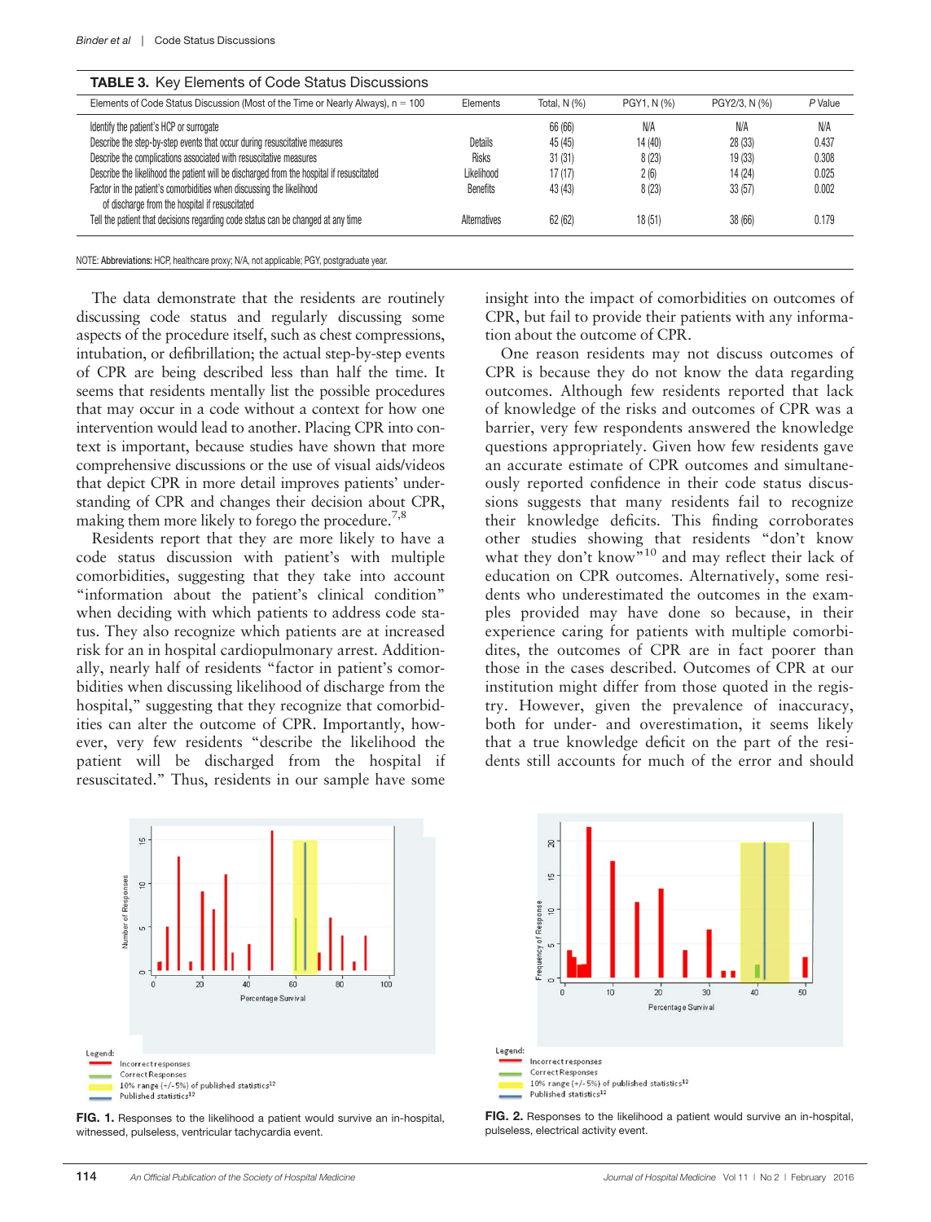**TABLE 3.** Key Elements of Code Status Discussions

| Elements of Code Status Discussion (Most of the Time or Nearly Always), n = 100 | Elements | Total, N (%) | PGY1, N (%) | PGY2/3, N (%) | P Value |
|---|---|---|---|---|---|
| Identify the patient's HCP or surrogate | | 66 (66) | N/A | N/A | N/A |
| Describe the step-by-step events that occur during resuscitative measures | Details | 45 (45) | 14 (40) | 28 (33) | 0.437 |
| Describe the complications associated with resuscitative measures | Risks | 31 (31) | 8 (23) | 19 (33) | 0.308 |
| Describe the likelihood the patient will be discharged from the hospital if resuscitated | Likelihood | 17 (17) | 2 (6) | 14 (24) | 0.025 |
| Factor in the patient's comorbidities when discussing the likelihood of discharge from the hospital if resuscitated | Benefits | 43 (43) | 8 (23) | 33 (57) | 0.002 |
| Tell the patient that decisions regarding code status can be changed at any time | Alternatives | 62 (62) | 18 (51) | 38 (66) | 0.179 |

NOTE: **Abbreviations:** HCP, healthcare proxy; N/A, not applicable; PGY, postgraduate year.

The data demonstrate that the residents are routinely discussing code status and regularly discussing some aspects of the procedure itself, such as chest compressions, intubation, or defibrillation; the actual step-by-step events of CPR are being described less than half the time. It seems that residents mentally list the possible procedures that may occur in a code without a context for how one intervention would lead to another. Placing CPR into context is important, because studies have shown that more comprehensive discussions or the use of visual aids/videos that depict CPR in more detail improves patients' understanding of CPR and changes their decision about CPR, making them more likely to forego the procedure.[7,8]

Residents report that they are more likely to have a code status discussion with patient's with multiple comorbidities, suggesting that they take into account "information about the patient's clinical condition" when deciding with which patients to address code status. They also recognize which patients are at increased risk for an in hospital cardiopulmonary arrest. Additionally, nearly half of residents "factor in patient's comorbidities when discussing likelihood of discharge from the hospital," suggesting that they recognize that comorbidities can alter the outcome of CPR. Importantly, however, very few residents "describe the likelihood the patient will be discharged from the hospital if resuscitated." Thus, residents in our sample have some insight into the impact of comorbidities on outcomes of CPR, but fail to provide their patients with any information about the outcome of CPR.

One reason residents may not discuss outcomes of CPR is because they do not know the data regarding outcomes. Although few residents reported that lack of knowledge of the risks and outcomes of CPR was a barrier, very few respondents answered the knowledge questions appropriately. Given how few residents gave an accurate estimate of CPR outcomes and simultaneously reported confidence in their code status discussions suggests that many residents fail to recognize their knowledge deficits. This finding corroborates other studies showing that residents "don't know what they don't know"[10] and may reflect their lack of education on CPR outcomes. Alternatively, some residents who underestimated the outcomes in the examples provided may have done so because, in their experience caring for patients with multiple comorbidites, the outcomes of CPR are in fact poorer than those in the cases described. Outcomes of CPR at our institution might differ from those quoted in the registry. However, given the prevalence of inaccuracy, both for under- and overestimation, it seems likely that a true knowledge deficit on the part of the residents still accounts for much of the error and should

**FIG. 1.** Responses to the likelihood a patient would survive an in-hospital, witnessed, pulseless, ventricular tachycardia event.

**FIG. 2.** Responses to the likelihood a patient would survive an in-hospital, pulseless, electrical activity event.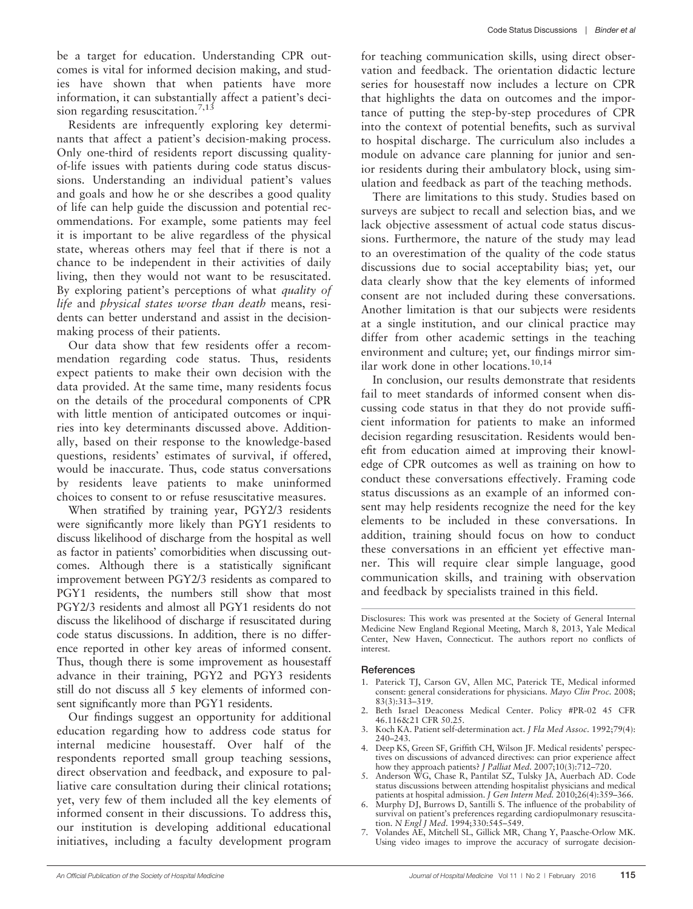be a target for education. Understanding CPR outcomes is vital for informed decision making, and studies have shown that when patients have more information, it can substantially affect a patient's decision regarding resuscitation.[7,13]

Residents are infrequently exploring key determinants that affect a patient's decision-making process. Only one-third of residents report discussing quality-of-life issues with patients during code status discussions. Understanding an individual patient's values and goals and how he or she describes a good quality of life can help guide the discussion and potential recommendations. For example, some patients may feel it is important to be alive regardless of the physical state, whereas others may feel that if there is not a chance to be independent in their activities of daily living, then they would not want to be resuscitated. By exploring patient's perceptions of what *quality of life* and *physical states worse than death* means, residents can better understand and assist in the decision-making process of their patients.

Our data show that few residents offer a recommendation regarding code status. Thus, residents expect patients to make their own decision with the data provided. At the same time, many residents focus on the details of the procedural components of CPR with little mention of anticipated outcomes or inquiries into key determinants discussed above. Additionally, based on their response to the knowledge-based questions, residents' estimates of survival, if offered, would be inaccurate. Thus, code status conversations by residents leave patients to make uninformed choices to consent to or refuse resuscitative measures.

When stratified by training year, PGY2/3 residents were significantly more likely than PGY1 residents to discuss likelihood of discharge from the hospital as well as factor in patients' comorbidities when discussing outcomes. Although there is a statistically significant improvement between PGY2/3 residents as compared to PGY1 residents, the numbers still show that most PGY2/3 residents and almost all PGY1 residents do not discuss the likelihood of discharge if resuscitated during code status discussions. In addition, there is no difference reported in other key areas of informed consent. Thus, though there is some improvement as housestaff advance in their training, PGY2 and PGY3 residents still do not discuss all 5 key elements of informed consent significantly more than PGY1 residents.

Our findings suggest an opportunity for additional education regarding how to address code status for internal medicine housestaff. Over half of the respondents reported small group teaching sessions, direct observation and feedback, and exposure to palliative care consultation during their clinical rotations; yet, very few of them included all the key elements of informed consent in their discussions. To address this, our institution is developing additional educational initiatives, including a faculty development program for teaching communication skills, using direct observation and feedback. The orientation didactic lecture series for housestaff now includes a lecture on CPR that highlights the data on outcomes and the importance of putting the step-by-step procedures of CPR into the context of potential benefits, such as survival to hospital discharge. The curriculum also includes a module on advance care planning for junior and senior residents during their ambulatory block, using simulation and feedback as part of the teaching methods.

There are limitations to this study. Studies based on surveys are subject to recall and selection bias, and we lack objective assessment of actual code status discussions. Furthermore, the nature of the study may lead to an overestimation of the quality of the code status discussions due to social acceptability bias; yet, our data clearly show that the key elements of informed consent are not included during these conversations. Another limitation is that our subjects were residents at a single institution, and our clinical practice may differ from other academic settings in the teaching environment and culture; yet, our findings mirror similar work done in other locations.[10,14]

In conclusion, our results demonstrate that residents fail to meet standards of informed consent when discussing code status in that they do not provide sufficient information for patients to make an informed decision regarding resuscitation. Residents would benefit from education aimed at improving their knowledge of CPR outcomes as well as training on how to conduct these conversations effectively. Framing code status discussions as an example of an informed consent may help residents recognize the need for the key elements to be included in these conversations. In addition, training should focus on how to conduct these conversations in an efficient yet effective manner. This will require clear simple language, good communication skills, and training with observation and feedback by specialists trained in this field.

Disclosures: This work was presented at the Society of General Internal Medicine New England Regional Meeting, March 8, 2013, Yale Medical Center, New Haven, Connecticut. The authors report no conflicts of interest.

## References

1. Paterick TJ, Carson GV, Allen MC, Paterick TE, Medical informed consent: general considerations for physicians. *Mayo Clin Proc*. 2008; 83(3):313–319.
2. Beth Israel Deaconess Medical Center. Policy #PR-02 45 CFR 46.116&21 CFR 50.25.
3. Koch KA. Patient self-determination act. *J Fla Med Assoc*. 1992;79(4): 240–243.
4. Deep KS, Green SF, Griffith CH, Wilson JF. Medical residents' perspectives on discussions of advanced directives: can prior experience affect how they approach patients? *J Palliat Med*. 2007;10(3):712–720.
5. Anderson WG, Chase R, Pantilat SZ, Tulsky JA, Auerbach AD. Code status discussions between attending hospitalist physicians and medical patients at hospital admission. *J Gen Intern Med*. 2010;26(4):359–366.
6. Murphy DJ, Burrows D, Santilli S. The influence of the probability of survival on patient's preferences regarding cardiopulmonary resuscitation. *N Engl J Med*. 1994;330:545–549.
7. Volandes AE, Mitchell SL, Gillick MR, Chang Y, Paasche-Orlow MK. Using video images to improve the accuracy of surrogate decision-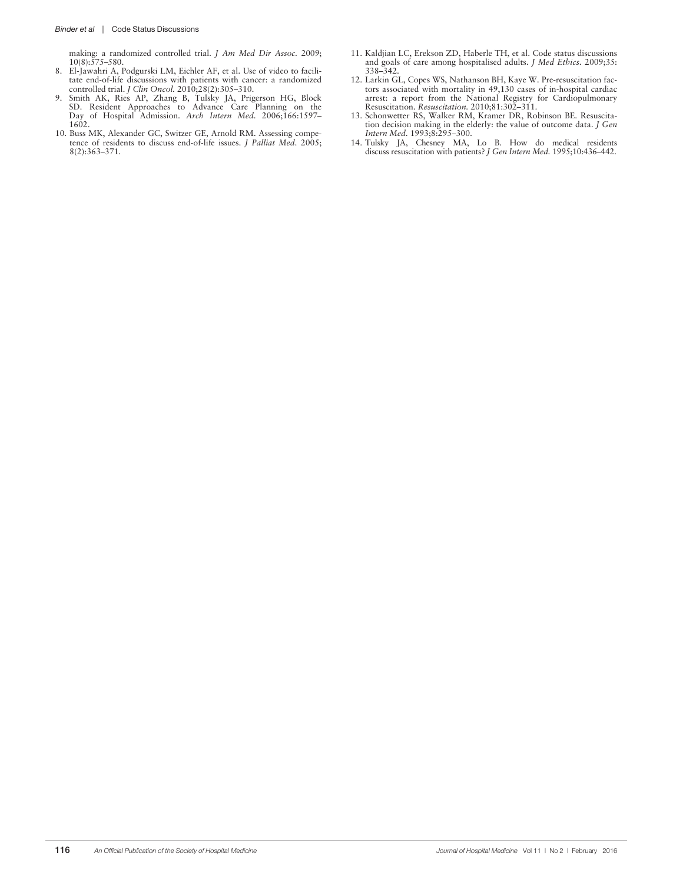making: a randomized controlled trial. *J Am Med Dir Assoc.* 2009; 10(8):575–580.

8. El-Jawahri A, Podgurski LM, Eichler AF, et al. Use of video to facilitate end-of-life discussions with patients with cancer: a randomized controlled trial. *J Clin Oncol.* 2010;28(2):305–310.
9. Smith AK, Ries AP, Zhang B, Tulsky JA, Prigerson HG, Block SD. Resident Approaches to Advance Care Planning on the Day of Hospital Admission. *Arch Intern Med.* 2006;166:1597–1602.
10. Buss MK, Alexander GC, Switzer GE, Arnold RM. Assessing competence of residents to discuss end-of-life issues. *J Palliat Med.* 2005; 8(2):363–371.
11. Kaldjian LC, Erekson ZD, Haberle TH, et al. Code status discussions and goals of care among hospitalised adults. *J Med Ethics.* 2009;35: 338–342.
12. Larkin GL, Copes WS, Nathanson BH, Kaye W. Pre-resuscitation factors associated with mortality in 49,130 cases of in-hospital cardiac arrest: a report from the National Registry for Cardiopulmonary Resuscitation. *Resuscitation.* 2010;81:302–311.
13. Schonwetter RS, Walker RM, Kramer DR, Robinson BE. Resuscitation decision making in the elderly: the value of outcome data. *J Gen Intern Med.* 1993;8:295–300.
14. Tulsky JA, Chesney MA, Lo B. How do medical residents discuss resuscitation with patients? *J Gen Intern Med.* 1995;10:436–442.